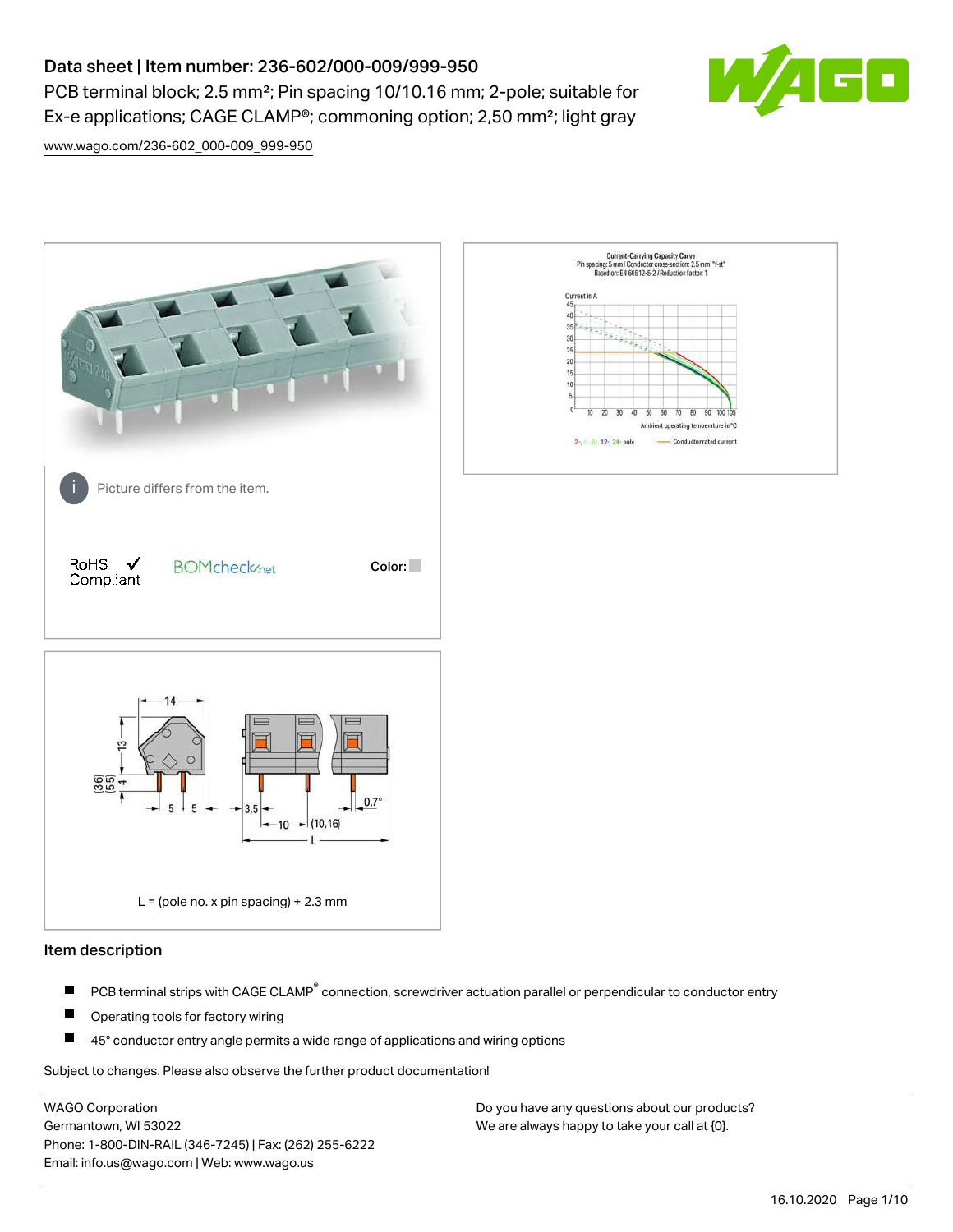# Data sheet | Item number: 236-602/000-009/999-950

PCB terminal block; 2.5 mm²; Pin spacing 10/10.16 mm; 2-pole; suitable for Ex-e applications; CAGE CLAMP®; commoning option; 2,50 mm²; light gray

www.wago.com/236-602_000-009_999-950

Picture differs from the item.

RoHS ✓ Compliant

BOMcheck.net

Color:

L = (pole no. x pin spacing) + 2.3 mm

## Item description

- PCB terminal strips with CAGE CLAMP® connection, screwdriver actuation parallel or perpendicular to conductor entry
- Operating tools for factory wiring
- 45° conductor entry angle permits a wide range of applications and wiring options

Subject to changes. Please also observe the further product documentation!

WAGO Corporation
Germantown, WI 53022
Phone: 1-800-DIN-RAIL (346-7245) | Fax: (262) 255-6222
Email: info.us@wago.com | Web: www.wago.us

Do you have any questions about our products?
We are always happy to take your call at {0}.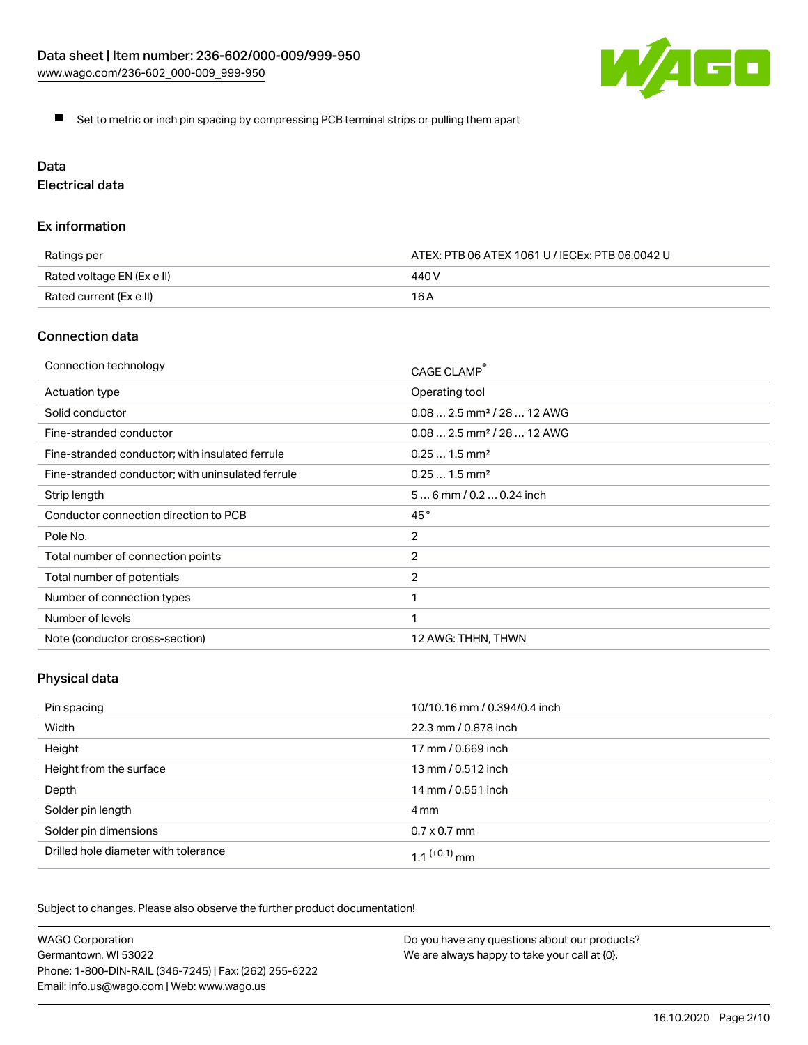- Set to metric or inch pin spacing by compressing PCB terminal strips or pulling them apart

## Data

### Electrical data

#### Ex information

| | |
|---|---|
| Ratings per | ATEX: PTB 06 ATEX 1061 U / IECEx: PTB 06.0042 U |
| Rated voltage EN (Ex e II) | 440 V |
| Rated current (Ex e II) | 16 A |

#### Connection data

| | |
|---|---|
| Connection technology | CAGE CLAMP® |
| Actuation type | Operating tool |
| Solid conductor | 0.08 … 2.5 mm² / 28 … 12 AWG |
| Fine-stranded conductor | 0.08 … 2.5 mm² / 28 … 12 AWG |
| Fine-stranded conductor; with insulated ferrule | 0.25 … 1.5 mm² |
| Fine-stranded conductor; with uninsulated ferrule | 0.25 … 1.5 mm² |
| Strip length | 5 … 6 mm / 0.2 … 0.24 inch |
| Conductor connection direction to PCB | 45 ° |
| Pole No. | 2 |
| Total number of connection points | 2 |
| Total number of potentials | 2 |
| Number of connection types | 1 |
| Number of levels | 1 |
| Note (conductor cross-section) | 12 AWG: THHN, THWN |

#### Physical data

| | |
|---|---|
| Pin spacing | 10/10.16 mm / 0.394/0.4 inch |
| Width | 22.3 mm / 0.878 inch |
| Height | 17 mm / 0.669 inch |
| Height from the surface | 13 mm / 0.512 inch |
| Depth | 14 mm / 0.551 inch |
| Solder pin length | 4 mm |
| Solder pin dimensions | 0.7 x 0.7 mm |
| Drilled hole diameter with tolerance | 1.1 $^{(+0.1)}$ mm |

Subject to changes. Please also observe the further product documentation!

WAGO Corporation
Germantown, WI 53022
Phone: 1-800-DIN-RAIL (346-7245) | Fax: (262) 255-6222
Email: info.us@wago.com | Web: www.wago.us

Do you have any questions about our products?
We are always happy to take your call at {0}.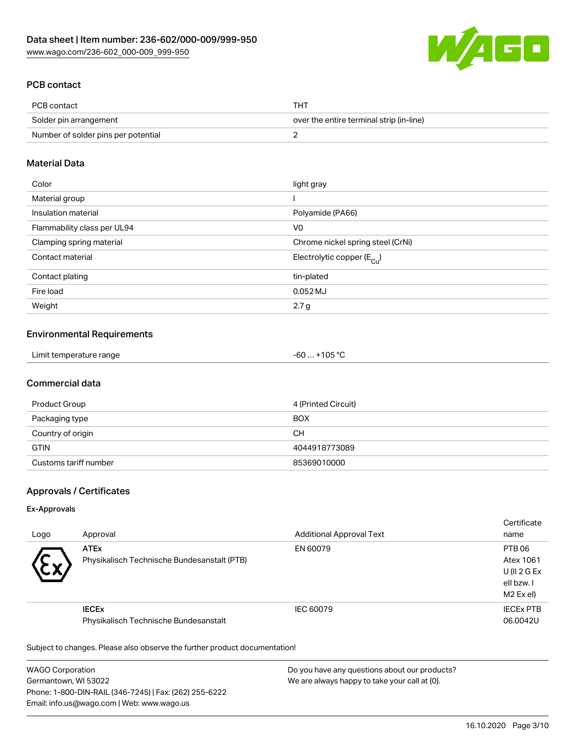## PCB contact

| PCB contact | THT |
|---|---|
| Solder pin arrangement | over the entire terminal strip (in-line) |
| Number of solder pins per potential | 2 |

## Material Data

| Color | light gray |
|---|---|
| Material group | I |
| Insulation material | Polyamide (PA66) |
| Flammability class per UL94 | V0 |
| Clamping spring material | Chrome nickel spring steel (CrNi) |
| Contact material | Electrolytic copper ($E_{Cu}$) |
| Contact plating | tin-plated |
| Fire load | 0.052 MJ |
| Weight | 2.7 g |

## Environmental Requirements

| Limit temperature range | -60 … +105 °C |
|---|---|

## Commercial data

| Product Group | 4 (Printed Circuit) |
|---|---|
| Packaging type | BOX |
| Country of origin | CH |
| GTIN | 4044918773089 |
| Customs tariff number | 85369010000 |

## Approvals / Certificates

### Ex-Approvals

| Logo | Approval | Additional Approval Text | Certificate name |
|---|---|---|---|
| | **ATEx** Physikalisch Technische Bundesanstalt (PTB) | EN 60079 | PTB 06 Atex 1061 U (II 2 G Ex eII bzw. I M2 Ex eI) |
| | **IECEx** Physikalisch Technische Bundesanstalt | IEC 60079 | IECEx PTB 06.0042U |

Subject to changes. Please also observe the further product documentation!

WAGO Corporation
Germantown, WI 53022
Phone: 1-800-DIN-RAIL (346-7245) | Fax: (262) 255-6222
Email: info.us@wago.com | Web: www.wago.us

Do you have any questions about our products?
We are always happy to take your call at {0}.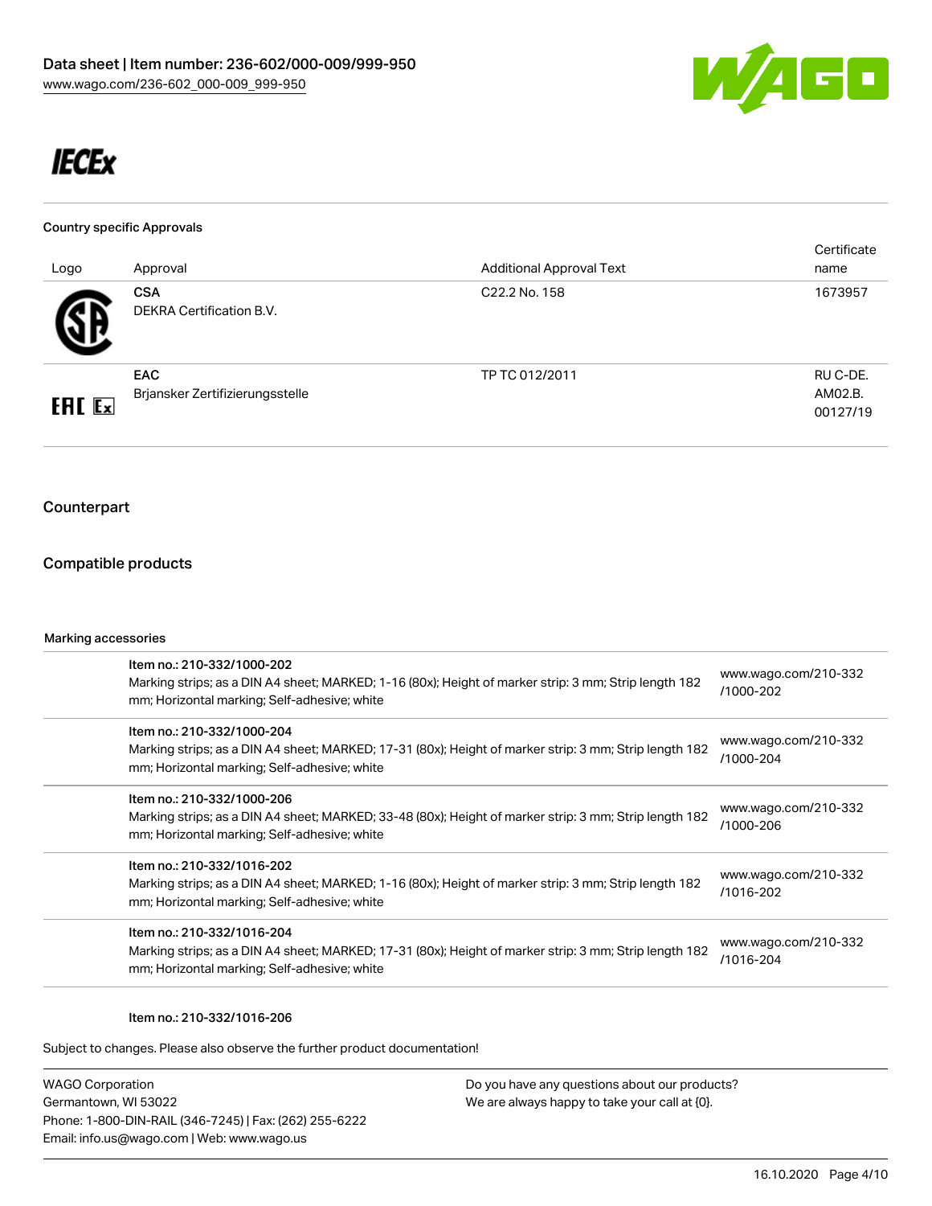IECEx

### Country specific Approvals

| Logo | Approval | Additional Approval Text | Certificate name |
|---|---|---|---|
| | **CSA** DEKRA Certification B.V. | C22.2 No. 158 | 1673957 |
| EAC Ex | **EAC** Brjansker Zertifizierungsstelle | TP TC 012/2011 | RU C-DE. AM02.B. 00127/19 |

## Counterpart

## Compatible products

### Marking accessories

| | | |
|---|---|---|
| | Item no.: 210-332/1000-202<br>Marking strips; as a DIN A4 sheet; MARKED; 1-16 (80x); Height of marker strip: 3 mm; Strip length 182 mm; Horizontal marking; Self-adhesive; white | www.wago.com/210-332/1000-202 |
| | Item no.: 210-332/1000-204<br>Marking strips; as a DIN A4 sheet; MARKED; 17-31 (80x); Height of marker strip: 3 mm; Strip length 182 mm; Horizontal marking; Self-adhesive; white | www.wago.com/210-332/1000-204 |
| | Item no.: 210-332/1000-206<br>Marking strips; as a DIN A4 sheet; MARKED; 33-48 (80x); Height of marker strip: 3 mm; Strip length 182 mm; Horizontal marking; Self-adhesive; white | www.wago.com/210-332/1000-206 |
| | Item no.: 210-332/1016-202<br>Marking strips; as a DIN A4 sheet; MARKED; 1-16 (80x); Height of marker strip: 3 mm; Strip length 182 mm; Horizontal marking; Self-adhesive; white | www.wago.com/210-332/1016-202 |
| | Item no.: 210-332/1016-204<br>Marking strips; as a DIN A4 sheet; MARKED; 17-31 (80x); Height of marker strip: 3 mm; Strip length 182 mm; Horizontal marking; Self-adhesive; white | www.wago.com/210-332/1016-204 |
| | Item no.: 210-332/1016-206 | |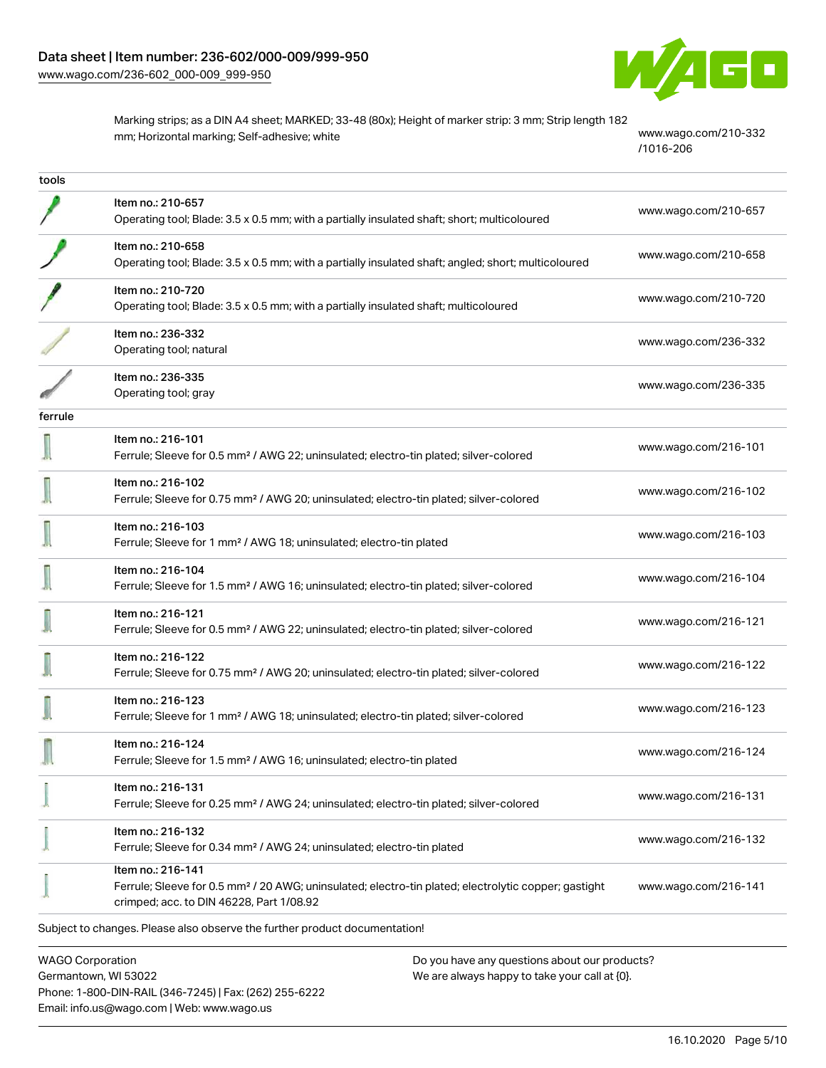| | | |
|---|---|---|
| | Marking strips; as a DIN A4 sheet; MARKED; 33-48 (80x); Height of marker strip: 3 mm; Strip length 182 mm; Horizontal marking; Self-adhesive; white | www.wago.com/210-332/1016-206 |
| **tools** | | |
| | Item no.: 210-657<br>Operating tool; Blade: 3.5 x 0.5 mm; with a partially insulated shaft; short; multicoloured | www.wago.com/210-657 |
| | Item no.: 210-658<br>Operating tool; Blade: 3.5 x 0.5 mm; with a partially insulated shaft; angled; short; multicoloured | www.wago.com/210-658 |
| | Item no.: 210-720<br>Operating tool; Blade: 3.5 x 0.5 mm; with a partially insulated shaft; multicoloured | www.wago.com/210-720 |
| | Item no.: 236-332<br>Operating tool; natural | www.wago.com/236-332 |
| | Item no.: 236-335<br>Operating tool; gray | www.wago.com/236-335 |
| **ferrule** | | |
| | Item no.: 216-101<br>Ferrule; Sleeve for 0.5 mm² / AWG 22; uninsulated; electro-tin plated; silver-colored | www.wago.com/216-101 |
| | Item no.: 216-102<br>Ferrule; Sleeve for 0.75 mm² / AWG 20; uninsulated; electro-tin plated; silver-colored | www.wago.com/216-102 |
| | Item no.: 216-103<br>Ferrule; Sleeve for 1 mm² / AWG 18; uninsulated; electro-tin plated | www.wago.com/216-103 |
| | Item no.: 216-104<br>Ferrule; Sleeve for 1.5 mm² / AWG 16; uninsulated; electro-tin plated; silver-colored | www.wago.com/216-104 |
| | Item no.: 216-121<br>Ferrule; Sleeve for 0.5 mm² / AWG 22; uninsulated; electro-tin plated; silver-colored | www.wago.com/216-121 |
| | Item no.: 216-122<br>Ferrule; Sleeve for 0.75 mm² / AWG 20; uninsulated; electro-tin plated; silver-colored | www.wago.com/216-122 |
| | Item no.: 216-123<br>Ferrule; Sleeve for 1 mm² / AWG 18; uninsulated; electro-tin plated; silver-colored | www.wago.com/216-123 |
| | Item no.: 216-124<br>Ferrule; Sleeve for 1.5 mm² / AWG 16; uninsulated; electro-tin plated | www.wago.com/216-124 |
| | Item no.: 216-131<br>Ferrule; Sleeve for 0.25 mm² / AWG 24; uninsulated; electro-tin plated; silver-colored | www.wago.com/216-131 |
| | Item no.: 216-132<br>Ferrule; Sleeve for 0.34 mm² / AWG 24; uninsulated; electro-tin plated | www.wago.com/216-132 |
| | Item no.: 216-141<br>Ferrule; Sleeve for 0.5 mm² / 20 AWG; uninsulated; electro-tin plated; electrolytic copper; gastight crimped; acc. to DIN 46228, Part 1/08.92 | www.wago.com/216-141 |

Subject to changes. Please also observe the further product documentation!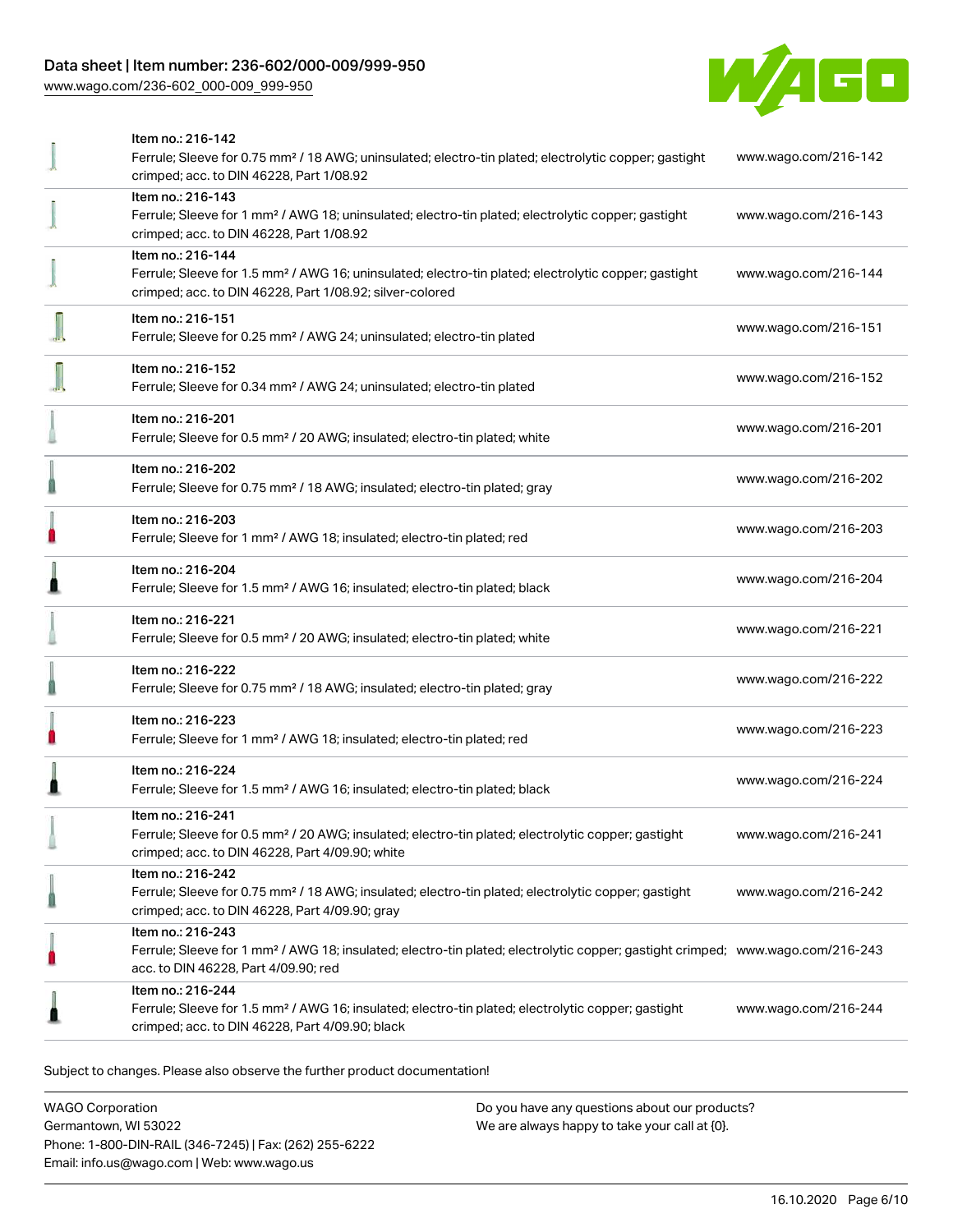| Item | Description | Link |
|---|---|---|
| Item no.: 216-142 | Ferrule; Sleeve for 0.75 mm² / 18 AWG; uninsulated; electro-tin plated; electrolytic copper; gastight crimped; acc. to DIN 46228, Part 1/08.92 | www.wago.com/216-142 |
| Item no.: 216-143 | Ferrule; Sleeve for 1 mm² / AWG 18; uninsulated; electro-tin plated; electrolytic copper; gastight crimped; acc. to DIN 46228, Part 1/08.92 | www.wago.com/216-143 |
| Item no.: 216-144 | Ferrule; Sleeve for 1.5 mm² / AWG 16; uninsulated; electro-tin plated; electrolytic copper; gastight crimped; acc. to DIN 46228, Part 1/08.92; silver-colored | www.wago.com/216-144 |
| Item no.: 216-151 | Ferrule; Sleeve for 0.25 mm² / AWG 24; uninsulated; electro-tin plated | www.wago.com/216-151 |
| Item no.: 216-152 | Ferrule; Sleeve for 0.34 mm² / AWG 24; uninsulated; electro-tin plated | www.wago.com/216-152 |
| Item no.: 216-201 | Ferrule; Sleeve for 0.5 mm² / 20 AWG; insulated; electro-tin plated; white | www.wago.com/216-201 |
| Item no.: 216-202 | Ferrule; Sleeve for 0.75 mm² / 18 AWG; insulated; electro-tin plated; gray | www.wago.com/216-202 |
| Item no.: 216-203 | Ferrule; Sleeve for 1 mm² / AWG 18; insulated; electro-tin plated; red | www.wago.com/216-203 |
| Item no.: 216-204 | Ferrule; Sleeve for 1.5 mm² / AWG 16; insulated; electro-tin plated; black | www.wago.com/216-204 |
| Item no.: 216-221 | Ferrule; Sleeve for 0.5 mm² / 20 AWG; insulated; electro-tin plated; white | www.wago.com/216-221 |
| Item no.: 216-222 | Ferrule; Sleeve for 0.75 mm² / 18 AWG; insulated; electro-tin plated; gray | www.wago.com/216-222 |
| Item no.: 216-223 | Ferrule; Sleeve for 1 mm² / AWG 18; insulated; electro-tin plated; red | www.wago.com/216-223 |
| Item no.: 216-224 | Ferrule; Sleeve for 1.5 mm² / AWG 16; insulated; electro-tin plated; black | www.wago.com/216-224 |
| Item no.: 216-241 | Ferrule; Sleeve for 0.5 mm² / 20 AWG; insulated; electro-tin plated; electrolytic copper; gastight crimped; acc. to DIN 46228, Part 4/09.90; white | www.wago.com/216-241 |
| Item no.: 216-242 | Ferrule; Sleeve for 0.75 mm² / 18 AWG; insulated; electro-tin plated; electrolytic copper; gastight crimped; acc. to DIN 46228, Part 4/09.90; gray | www.wago.com/216-242 |
| Item no.: 216-243 | Ferrule; Sleeve for 1 mm² / AWG 18; insulated; electro-tin plated; electrolytic copper; gastight crimped; acc. to DIN 46228, Part 4/09.90; red | www.wago.com/216-243 |
| Item no.: 216-244 | Ferrule; Sleeve for 1.5 mm² / AWG 16; insulated; electro-tin plated; electrolytic copper; gastight crimped; acc. to DIN 46228, Part 4/09.90; black | www.wago.com/216-244 |

Subject to changes. Please also observe the further product documentation!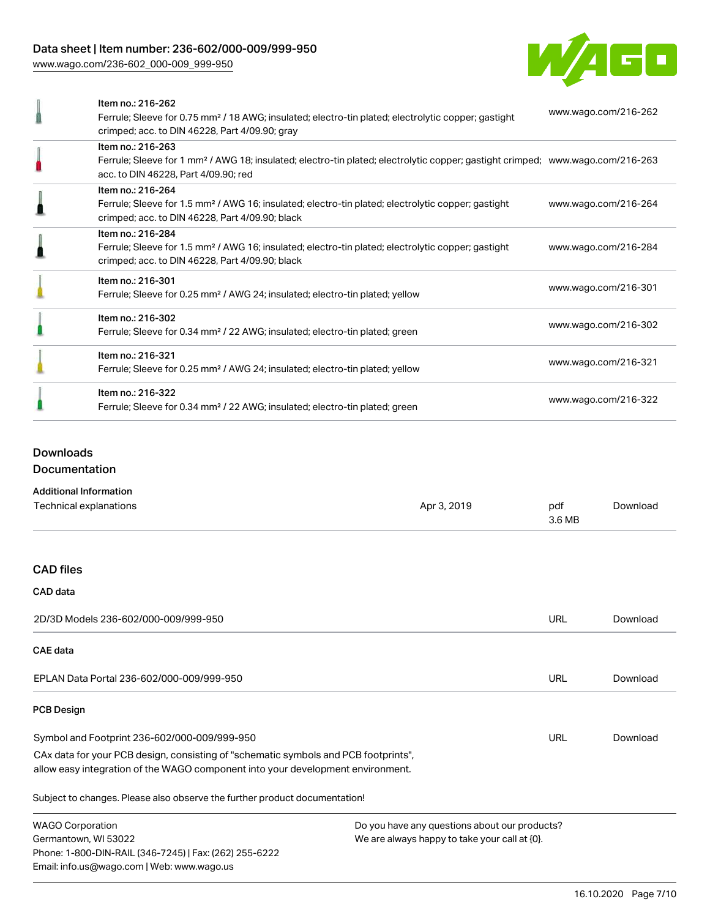| Item | Description | URL |
| --- | --- | --- |
| Item no.: 216-262 | Ferrule; Sleeve for 0.75 mm² / 18 AWG; insulated; electro-tin plated; electrolytic copper; gastight crimped; acc. to DIN 46228, Part 4/09.90; gray | www.wago.com/216-262 |
| Item no.: 216-263 | Ferrule; Sleeve for 1 mm² / AWG 18; insulated; electro-tin plated; electrolytic copper; gastight crimped; acc. to DIN 46228, Part 4/09.90; red | www.wago.com/216-263 |
| Item no.: 216-264 | Ferrule; Sleeve for 1.5 mm² / AWG 16; insulated; electro-tin plated; electrolytic copper; gastight crimped; acc. to DIN 46228, Part 4/09.90; black | www.wago.com/216-264 |
| Item no.: 216-284 | Ferrule; Sleeve for 1.5 mm² / AWG 16; insulated; electro-tin plated; electrolytic copper; gastight crimped; acc. to DIN 46228, Part 4/09.90; black | www.wago.com/216-284 |
| Item no.: 216-301 | Ferrule; Sleeve for 0.25 mm² / AWG 24; insulated; electro-tin plated; yellow | www.wago.com/216-301 |
| Item no.: 216-302 | Ferrule; Sleeve for 0.34 mm² / 22 AWG; insulated; electro-tin plated; green | www.wago.com/216-302 |
| Item no.: 216-321 | Ferrule; Sleeve for 0.25 mm² / AWG 24; insulated; electro-tin plated; yellow | www.wago.com/216-321 |
| Item no.: 216-322 | Ferrule; Sleeve for 0.34 mm² / 22 AWG; insulated; electro-tin plated; green | www.wago.com/216-322 |

## Downloads

### Documentation

**Additional Information**

| Technical explanations | Apr 3, 2019 | pdf 3.6 MB | Download |
| --- | --- | --- | --- |

### CAD files

**CAD data**

| 2D/3D Models 236-602/000-009/999-950 | URL | Download |
| --- | --- | --- |

**CAE data**

| EPLAN Data Portal 236-602/000-009/999-950 | URL | Download |
| --- | --- | --- |

**PCB Design**

| Symbol and Footprint 236-602/000-009/999-950 | URL | Download |
| --- | --- | --- |

CAx data for your PCB design, consisting of "schematic symbols and PCB footprints", allow easy integration of the WAGO component into your development environment.

Subject to changes. Please also observe the further product documentation!

WAGO Corporation
Germantown, WI 53022
Phone: 1-800-DIN-RAIL (346-7245) | Fax: (262) 255-6222
Email: info.us@wago.com | Web: www.wago.us

Do you have any questions about our products?
We are always happy to take your call at {0}.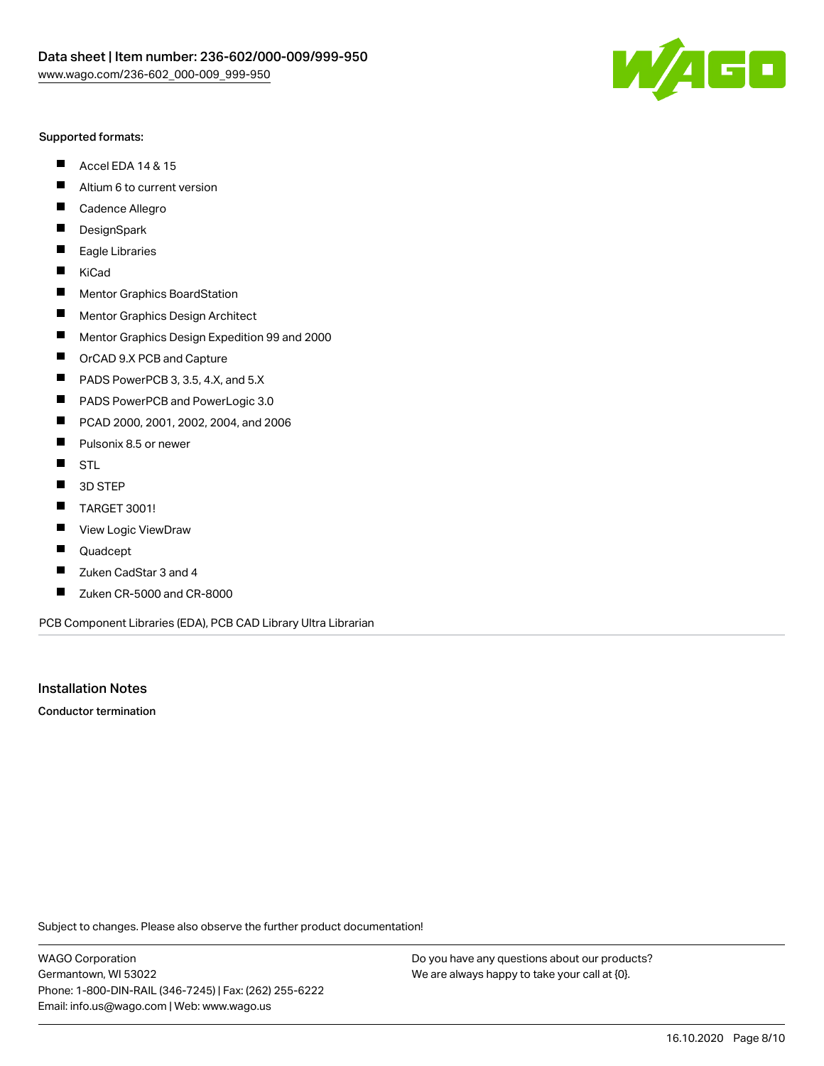Supported formats:

- Accel EDA 14 & 15
- Altium 6 to current version
- Cadence Allegro
- DesignSpark
- Eagle Libraries
- KiCad
- Mentor Graphics BoardStation
- Mentor Graphics Design Architect
- Mentor Graphics Design Expedition 99 and 2000
- OrCAD 9.X PCB and Capture
- PADS PowerPCB 3, 3.5, 4.X, and 5.X
- PADS PowerPCB and PowerLogic 3.0
- PCAD 2000, 2001, 2002, 2004, and 2006
- Pulsonix 8.5 or newer
- STL
- 3D STEP
- TARGET 3001!
- View Logic ViewDraw
- Quadcept
- Zuken CadStar 3 and 4
- Zuken CR-5000 and CR-8000

PCB Component Libraries (EDA), PCB CAD Library Ultra Librarian

## Installation Notes

**Conductor termination**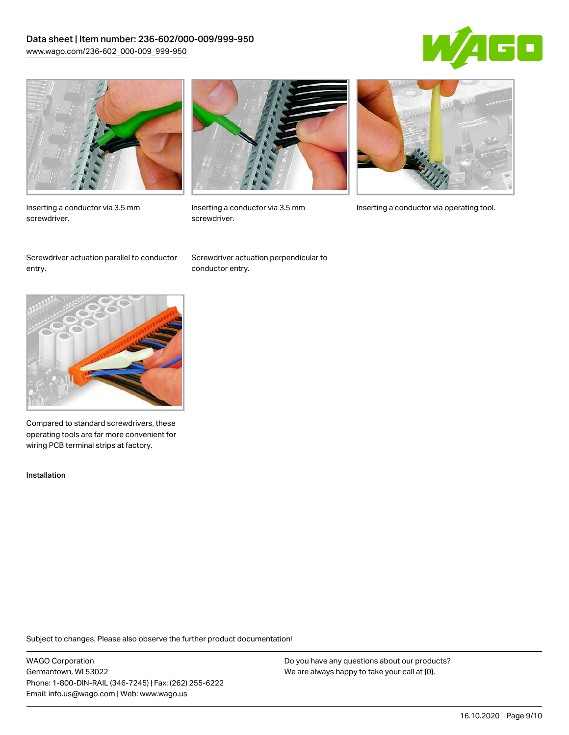Inserting a conductor via 3.5 mm screwdriver.

Inserting a conductor via 3.5 mm screwdriver.

Inserting a conductor via operating tool.

Screwdriver actuation parallel to conductor entry.

Screwdriver actuation perpendicular to conductor entry.

Compared to standard screwdrivers, these operating tools are far more convenient for wiring PCB terminal strips at factory.

Installation

Subject to changes. Please also observe the further product documentation!

WAGO Corporation
Germantown, WI 53022
Phone: 1-800-DIN-RAIL (346-7245) | Fax: (262) 255-6222
Email: info.us@wago.com | Web: www.wago.us

Do you have any questions about our products?
We are always happy to take your call at {0}.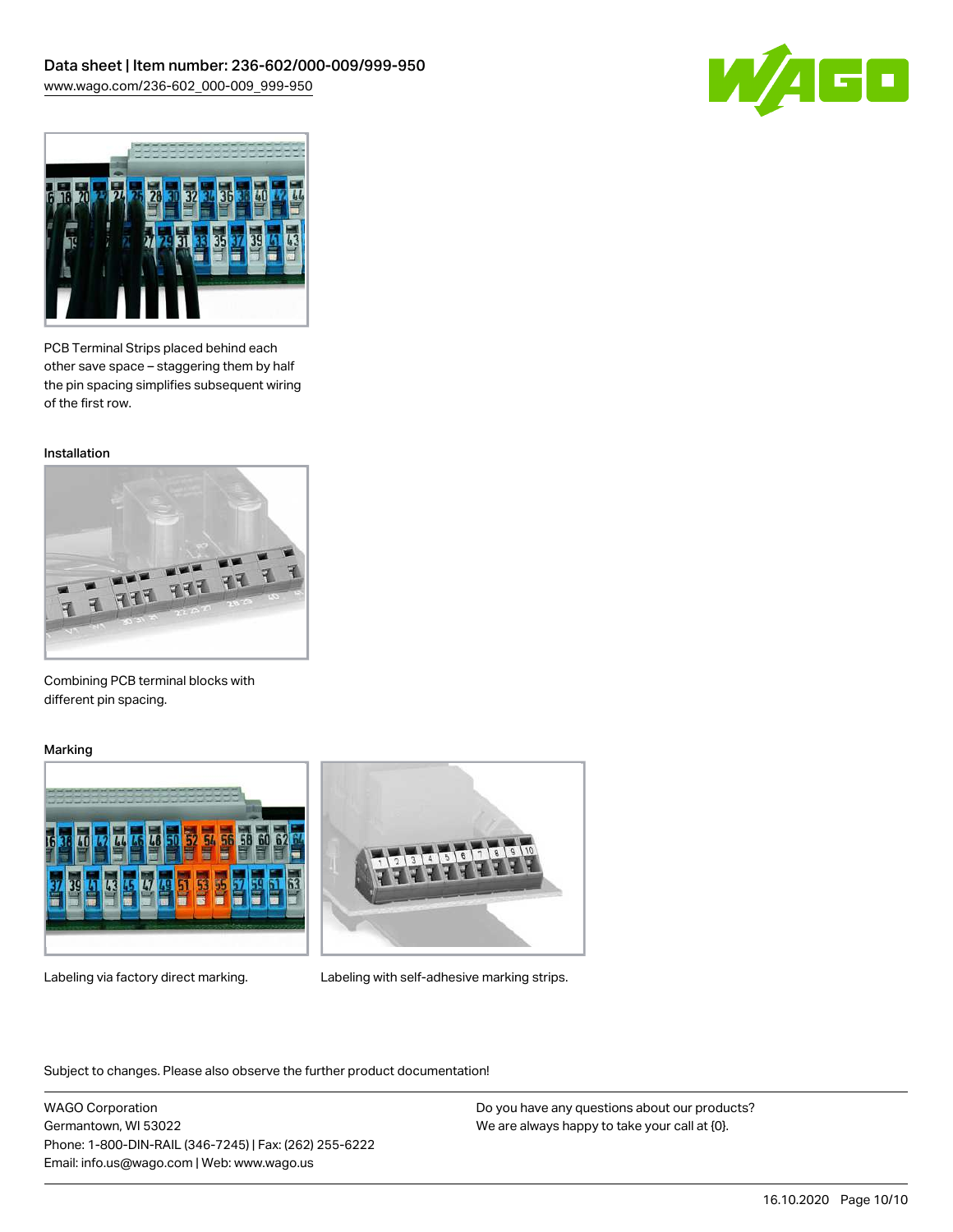PCB Terminal Strips placed behind each other save space – staggering them by half the pin spacing simplifies subsequent wiring of the first row.

### Installation

Combining PCB terminal blocks with different pin spacing.

### Marking

Labeling via factory direct marking.

Labeling with self-adhesive marking strips.

Subject to changes. Please also observe the further product documentation!

WAGO Corporation
Germantown, WI 53022
Phone: 1-800-DIN-RAIL (346-7245) | Fax: (262) 255-6222
Email: info.us@wago.com | Web: www.wago.us

Do you have any questions about our products?
We are always happy to take your call at {0}.